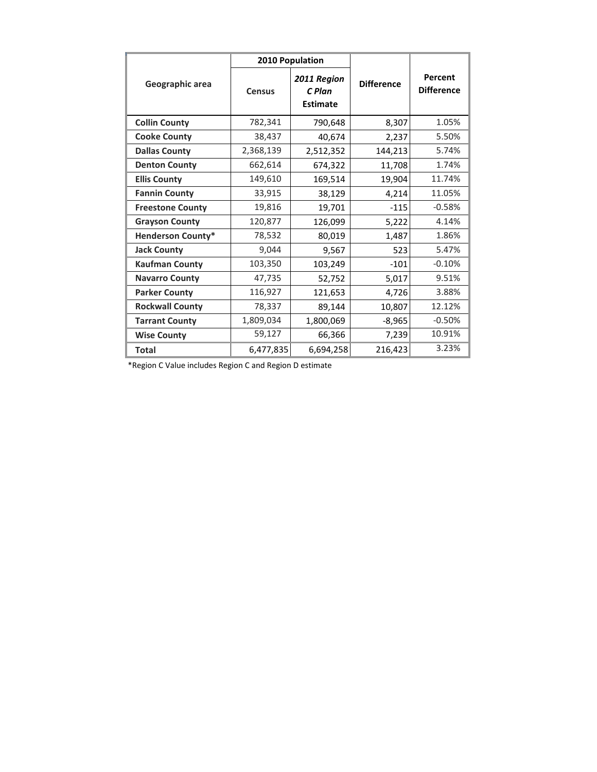| Geographic area | 2010 Population | | Difference | Percent Difference |
|---|---|---|---|---|
| | Census | *2011 Region C Plan Estimate* | | |
| **Collin County** | 782,341 | 790,648 | 8,307 | 1.05% |
| **Cooke County** | 38,437 | 40,674 | 2,237 | 5.50% |
| **Dallas County** | 2,368,139 | 2,512,352 | 144,213 | 5.74% |
| **Denton County** | 662,614 | 674,322 | 11,708 | 1.74% |
| **Ellis County** | 149,610 | 169,514 | 19,904 | 11.74% |
| **Fannin County** | 33,915 | 38,129 | 4,214 | 11.05% |
| **Freestone County** | 19,816 | 19,701 | -115 | -0.58% |
| **Grayson County** | 120,877 | 126,099 | 5,222 | 4.14% |
| **Henderson County*** | 78,532 | 80,019 | 1,487 | 1.86% |
| **Jack County** | 9,044 | 9,567 | 523 | 5.47% |
| **Kaufman County** | 103,350 | 103,249 | -101 | -0.10% |
| **Navarro County** | 47,735 | 52,752 | 5,017 | 9.51% |
| **Parker County** | 116,927 | 121,653 | 4,726 | 3.88% |
| **Rockwall County** | 78,337 | 89,144 | 10,807 | 12.12% |
| **Tarrant County** | 1,809,034 | 1,800,069 | -8,965 | -0.50% |
| **Wise County** | 59,127 | 66,366 | 7,239 | 10.91% |
| **Total** | 6,477,835 | 6,694,258 | 216,423 | 3.23% |

*Region C Value includes Region C and Region D estimate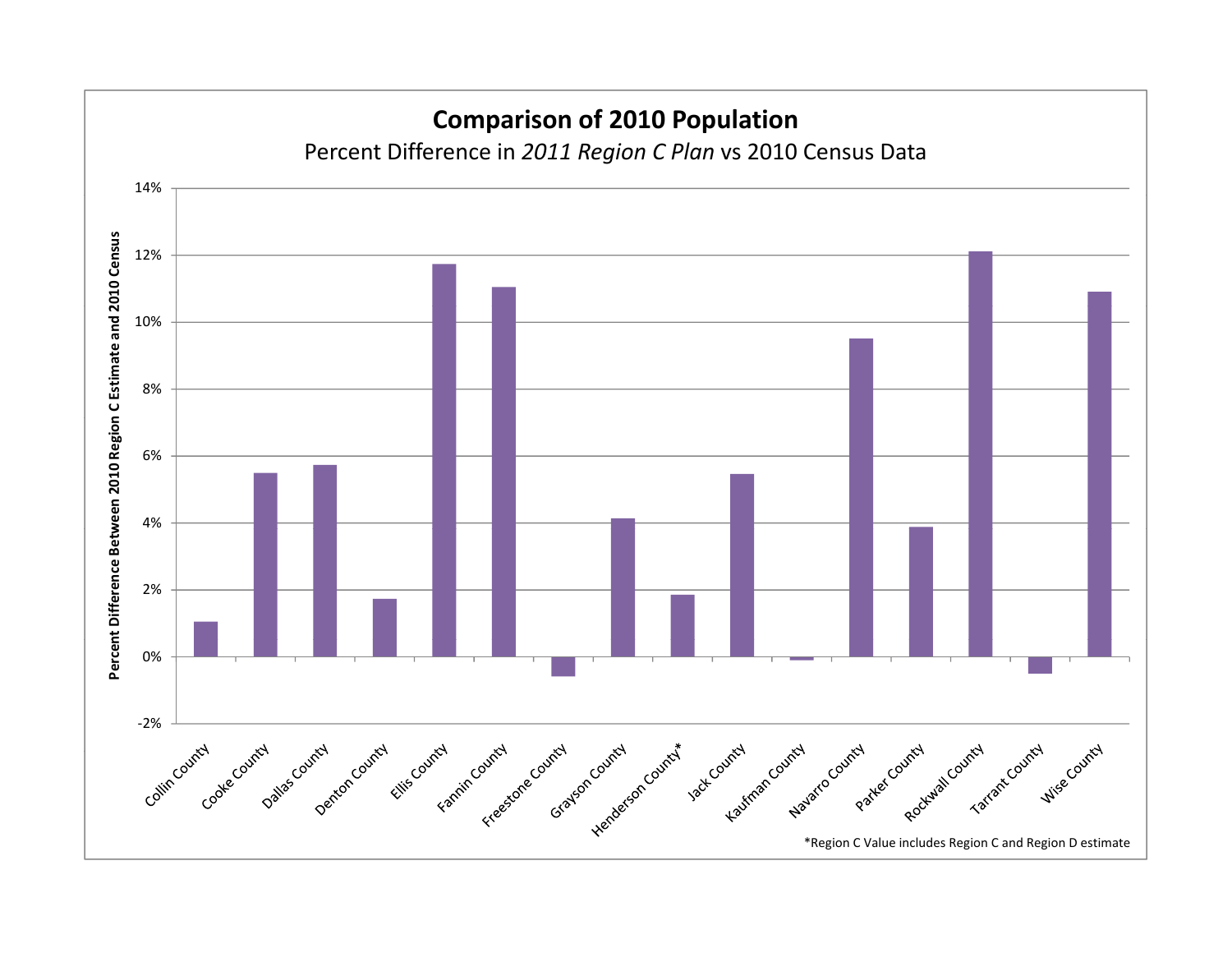# Comparison of 2010 Population

Percent Difference in *2011 Region C Plan* vs 2010 Census Data

Percent Difference Between 2010 Region C Estimate and 2010 Census

14%
12%
10%
8%
6%
4%
2%
0%
-2%

Collin County, Cooke County, Dallas County, Denton County, Ellis County, Fannin County, Freestone County, Grayson County, Henderson County*, Jack County, Kaufman County, Navarro County, Parker County, Rockwall County, Tarrant County, Wise County

*Region C Value includes Region C and Region D estimate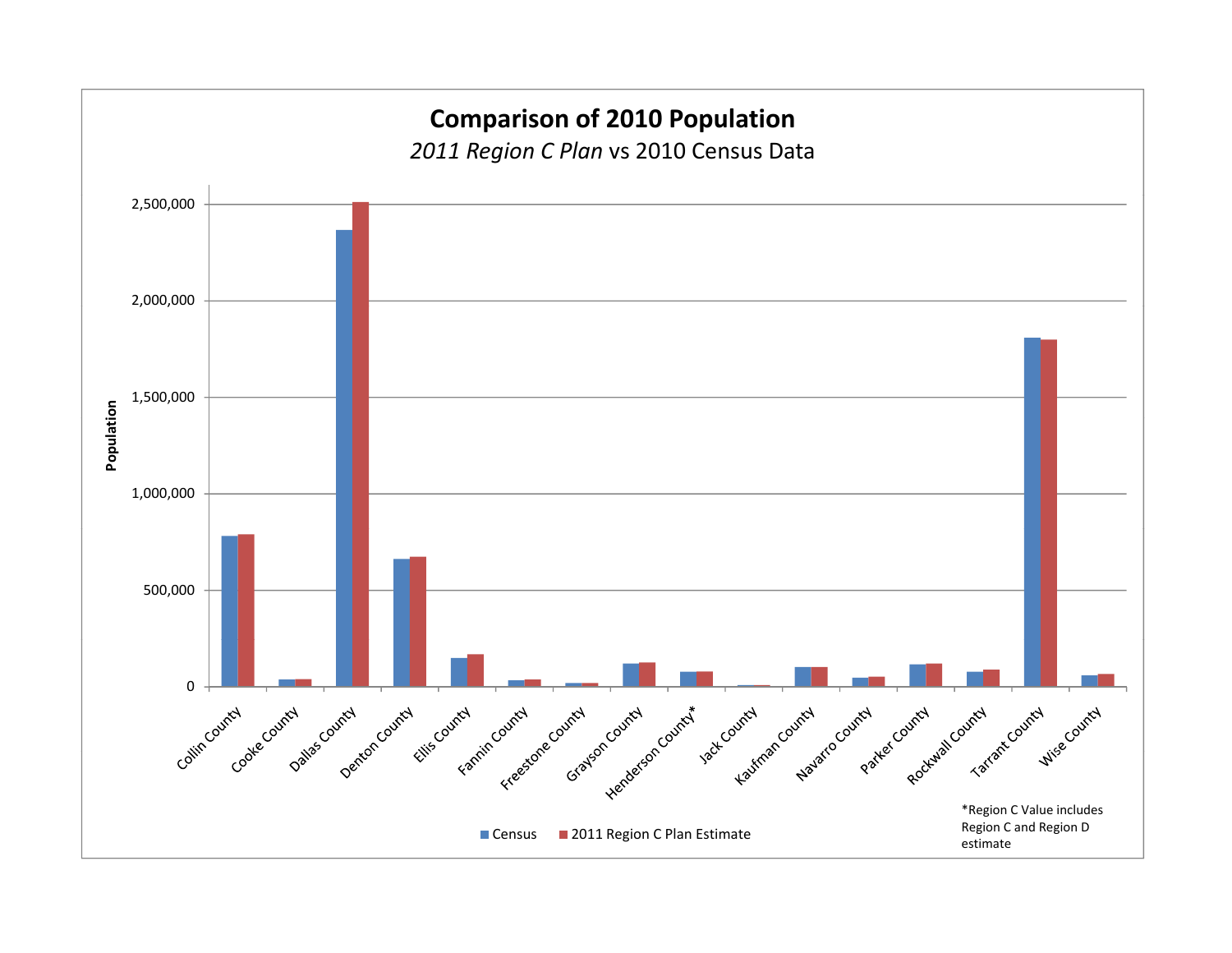# Comparison of 2010 Population

*2011 Region C Plan* vs 2010 Census Data

Population

2,500,000
2,000,000
1,500,000
1,000,000
500,000
0

Collin County
Cooke County
Dallas County
Denton County
Ellis County
Fannin County
Freestone County
Grayson County
Henderson County*
Jack County
Kaufman County
Navarro County
Parker County
Rockwall County
Tarrant County
Wise County

Census
2011 Region C Plan Estimate

*Region C Value includes Region C and Region D estimate